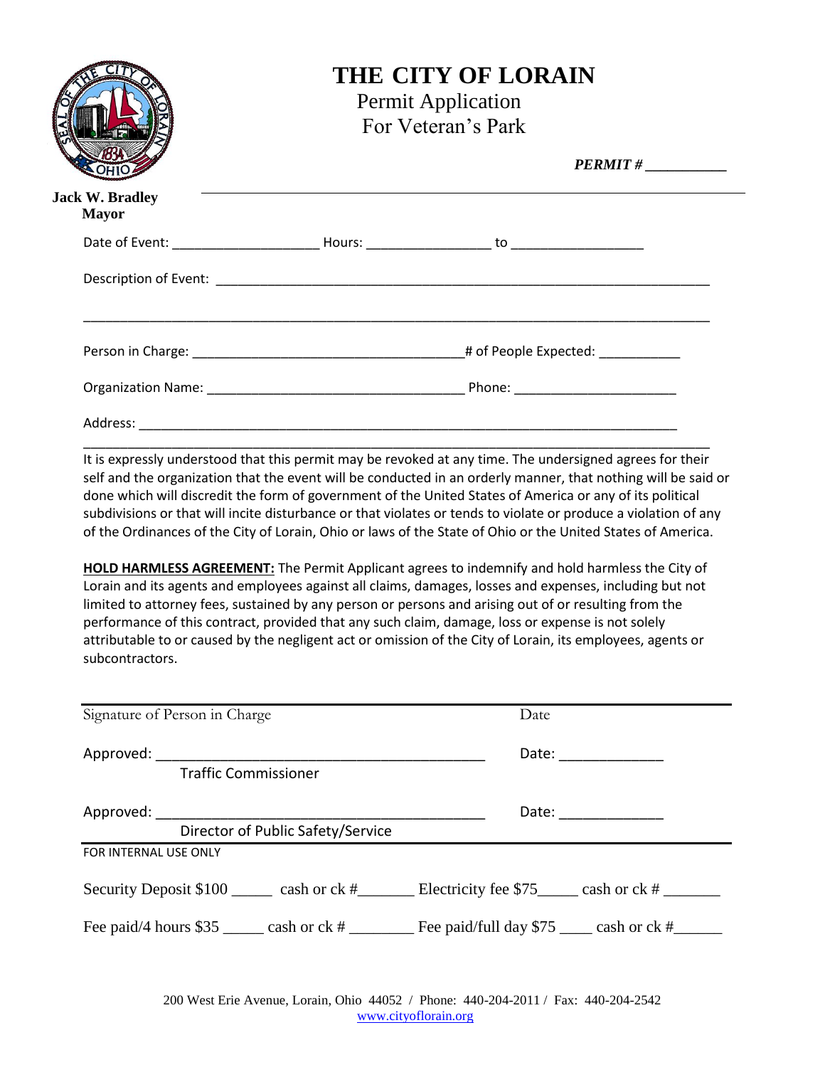# THE CITY OF LORAIN

Permit Application
For Veteran's Park

***PERMIT #*** ___________

**Jack W. Bradley**
**Mayor**

Date of Event: ____________________ Hours: _________________ to __________________

Description of Event: ____________________________________________________________________

_____________________________________________________________________________________

Person in Charge: _____________________________________# of People Expected: ___________

Organization Name: __________________________________ Phone: ______________________

Address: ____________________________________________________________________________

It is expressly understood that this permit may be revoked at any time. The undersigned agrees for their self and the organization that the event will be conducted in an orderly manner, that nothing will be said or done which will discredit the form of government of the United States of America or any of its political subdivisions or that will incite disturbance or that violates or tends to violate or produce a violation of any of the Ordinances of the City of Lorain, Ohio or laws of the State of Ohio or the United States of America.

**HOLD HARMLESS AGREEMENT:** The Permit Applicant agrees to indemnify and hold harmless the City of Lorain and its agents and employees against all claims, damages, losses and expenses, including but not limited to attorney fees, sustained by any person or persons and arising out of or resulting from the performance of this contract, provided that any such claim, damage, loss or expense is not solely attributable to or caused by the negligent act or omission of the City of Lorain, its employees, agents or subcontractors.

_____________________________________________________________________________________

Signature of Person in Charge                                        Date

Approved: ___________________________________________ Date: _____________
Traffic Commissioner

Approved: ___________________________________________ Date: _____________
Director of Public Safety/Service

FOR INTERNAL USE ONLY

Security Deposit $100 _____ cash or ck #_______ Electricity fee $75_____ cash or ck # _______

Fee paid/4 hours $35 _____ cash or ck # ________ Fee paid/full day $75 ____ cash or ck #______

200 West Erie Avenue, Lorain, Ohio 44052 / Phone: 440-204-2011 / Fax: 440-204-2542
www.cityoflorain.org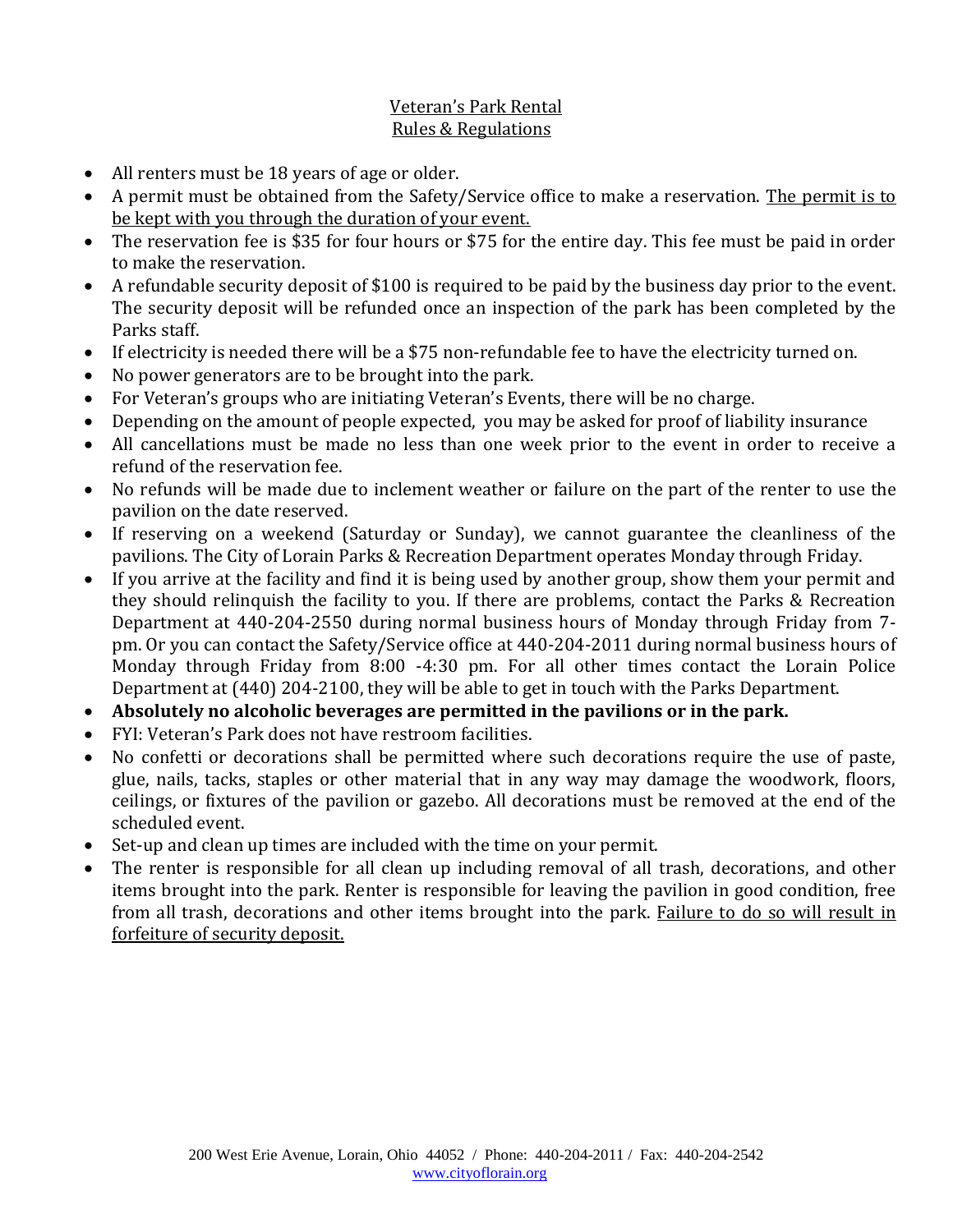# Veteran's Park Rental
## Rules & Regulations

- All renters must be 18 years of age or older.
- A permit must be obtained from the Safety/Service office to make a reservation. The permit is to be kept with you through the duration of your event.
- The reservation fee is $35 for four hours or $75 for the entire day. This fee must be paid in order to make the reservation.
- A refundable security deposit of $100 is required to be paid by the business day prior to the event. The security deposit will be refunded once an inspection of the park has been completed by the Parks staff.
- If electricity is needed there will be a $75 non-refundable fee to have the electricity turned on.
- No power generators are to be brought into the park.
- For Veteran's groups who are initiating Veteran's Events, there will be no charge.
- Depending on the amount of people expected, you may be asked for proof of liability insurance
- All cancellations must be made no less than one week prior to the event in order to receive a refund of the reservation fee.
- No refunds will be made due to inclement weather or failure on the part of the renter to use the pavilion on the date reserved.
- If reserving on a weekend (Saturday or Sunday), we cannot guarantee the cleanliness of the pavilions. The City of Lorain Parks & Recreation Department operates Monday through Friday.
- If you arrive at the facility and find it is being used by another group, show them your permit and they should relinquish the facility to you. If there are problems, contact the Parks & Recreation Department at 440-204-2550 during normal business hours of Monday through Friday from 7-pm. Or you can contact the Safety/Service office at 440-204-2011 during normal business hours of Monday through Friday from 8:00 -4:30 pm. For all other times contact the Lorain Police Department at (440) 204-2100, they will be able to get in touch with the Parks Department.
- **Absolutely no alcoholic beverages are permitted in the pavilions or in the park.**
- FYI: Veteran's Park does not have restroom facilities.
- No confetti or decorations shall be permitted where such decorations require the use of paste, glue, nails, tacks, staples or other material that in any way may damage the woodwork, floors, ceilings, or fixtures of the pavilion or gazebo. All decorations must be removed at the end of the scheduled event.
- Set-up and clean up times are included with the time on your permit.
- The renter is responsible for all clean up including removal of all trash, decorations, and other items brought into the park. Renter is responsible for leaving the pavilion in good condition, free from all trash, decorations and other items brought into the park. Failure to do so will result in forfeiture of security deposit.

200 West Erie Avenue, Lorain, Ohio 44052 / Phone: 440-204-2011 / Fax: 440-204-2542
www.cityoflorain.org